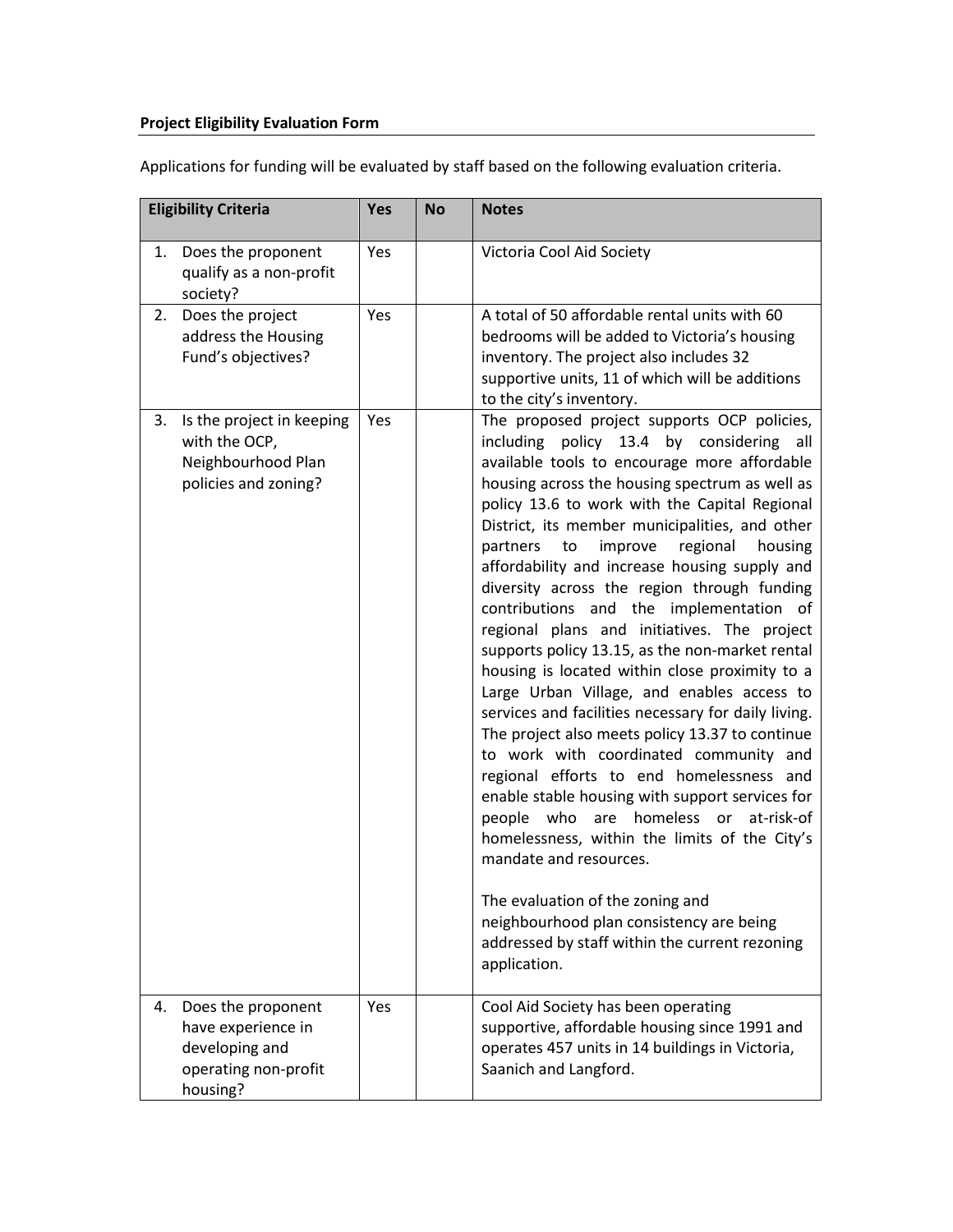**Project Eligibility Evaluation Form**

Applications for funding will be evaluated by staff based on the following evaluation criteria.

| Eligibility Criteria | Yes | No | Notes |
|---|---|---|---|
| 1. Does the proponent qualify as a non-profit society? | Yes | | Victoria Cool Aid Society |
| 2. Does the project address the Housing Fund's objectives? | Yes | | A total of 50 affordable rental units with 60 bedrooms will be added to Victoria's housing inventory. The project also includes 32 supportive units, 11 of which will be additions to the city's inventory. |
| 3. Is the project in keeping with the OCP, Neighbourhood Plan policies and zoning? | Yes | | The proposed project supports OCP policies, including policy 13.4 by considering all available tools to encourage more affordable housing across the housing spectrum as well as policy 13.6 to work with the Capital Regional District, its member municipalities, and other partners to improve regional housing affordability and increase housing supply and diversity across the region through funding contributions and the implementation of regional plans and initiatives. The project supports policy 13.15, as the non-market rental housing is located within close proximity to a Large Urban Village, and enables access to services and facilities necessary for daily living. The project also meets policy 13.37 to continue to work with coordinated community and regional efforts to end homelessness and enable stable housing with support services for people who are homeless or at-risk-of homelessness, within the limits of the City's mandate and resources.<br><br>The evaluation of the zoning and neighbourhood plan consistency are being addressed by staff within the current rezoning application. |
| 4. Does the proponent have experience in developing and operating non-profit housing? | Yes | | Cool Aid Society has been operating supportive, affordable housing since 1991 and operates 457 units in 14 buildings in Victoria, Saanich and Langford. |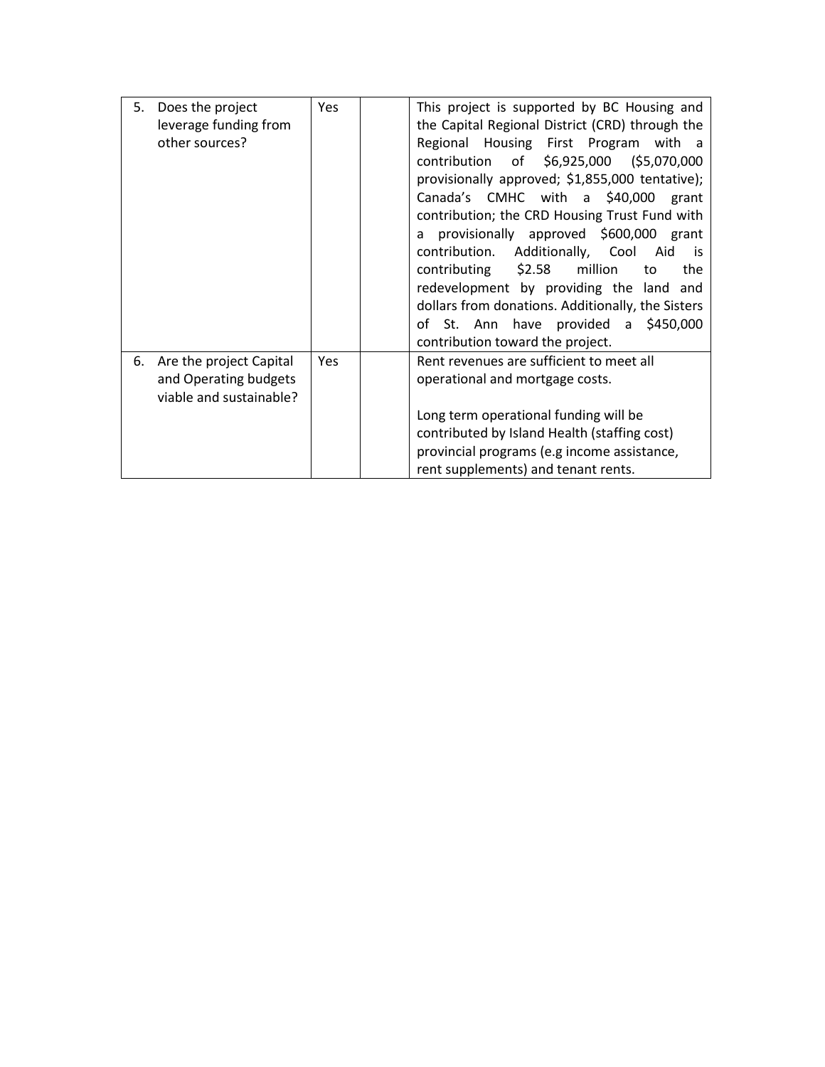| | | | |
|---|---|---|---|
| 5. Does the project leverage funding from other sources? | Yes | | This project is supported by BC Housing and the Capital Regional District (CRD) through the Regional Housing First Program with a contribution of $6,925,000 ($5,070,000 provisionally approved; $1,855,000 tentative); Canada's CMHC with a $40,000 grant contribution; the CRD Housing Trust Fund with a provisionally approved $600,000 grant contribution. Additionally, Cool Aid is contributing $2.58 million to the redevelopment by providing the land and dollars from donations. Additionally, the Sisters of St. Ann have provided a $450,000 contribution toward the project. |
| 6. Are the project Capital and Operating budgets viable and sustainable? | Yes | | Rent revenues are sufficient to meet all operational and mortgage costs.<br><br>Long term operational funding will be contributed by Island Health (staffing cost) provincial programs (e.g income assistance, rent supplements) and tenant rents. |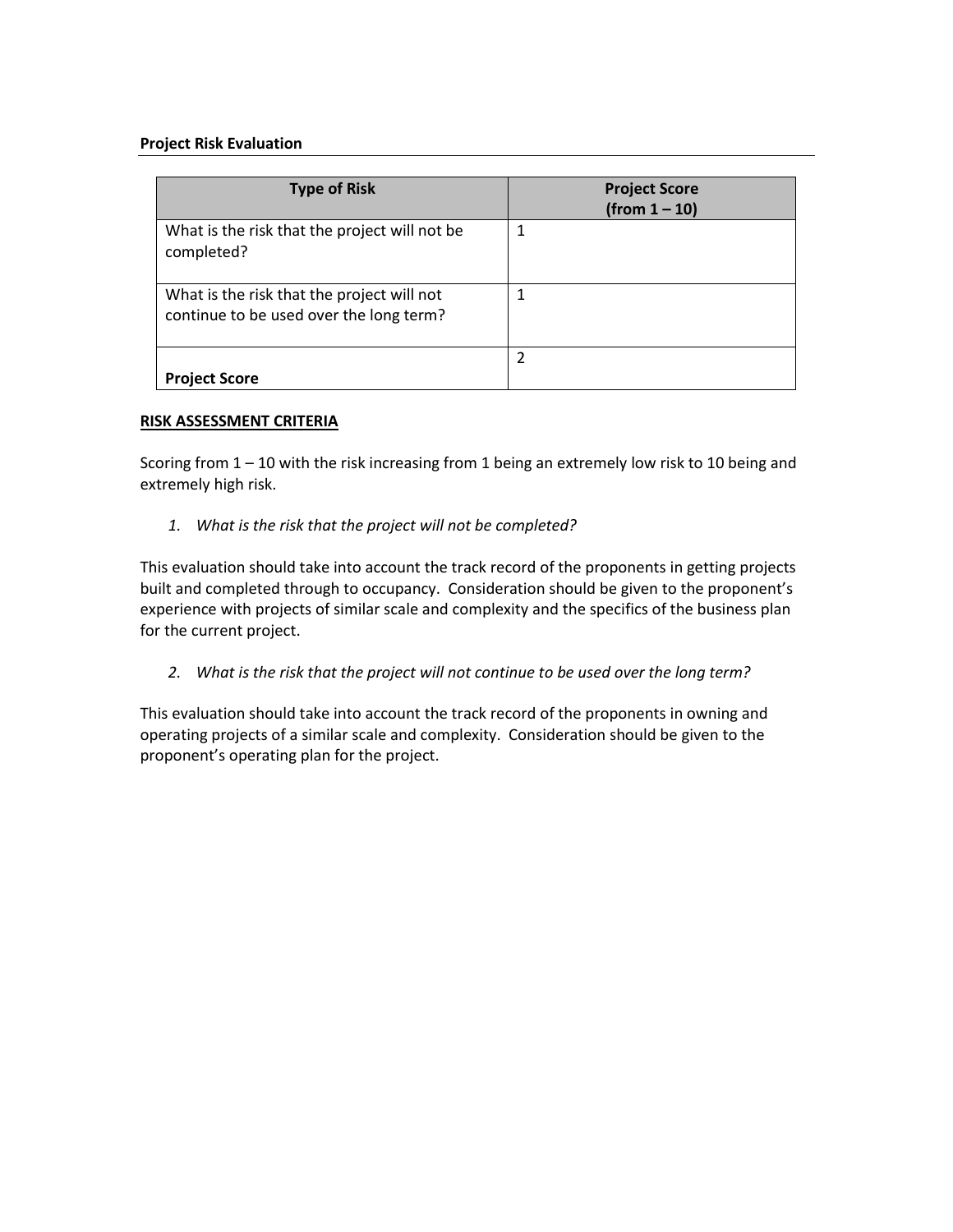**Project Risk Evaluation**

| Type of Risk | Project Score (from 1 – 10) |
|---|---|
| What is the risk that the project will not be completed? | 1 |
| What is the risk that the project will not continue to be used over the long term? | 1 |
| **Project Score** | 2 |

**RISK ASSESSMENT CRITERIA**

Scoring from 1 – 10 with the risk increasing from 1 being an extremely low risk to 10 being and extremely high risk.

1. *What is the risk that the project will not be completed?*

This evaluation should take into account the track record of the proponents in getting projects built and completed through to occupancy. Consideration should be given to the proponent's experience with projects of similar scale and complexity and the specifics of the business plan for the current project.

2. *What is the risk that the project will not continue to be used over the long term?*

This evaluation should take into account the track record of the proponents in owning and operating projects of a similar scale and complexity. Consideration should be given to the proponent's operating plan for the project.